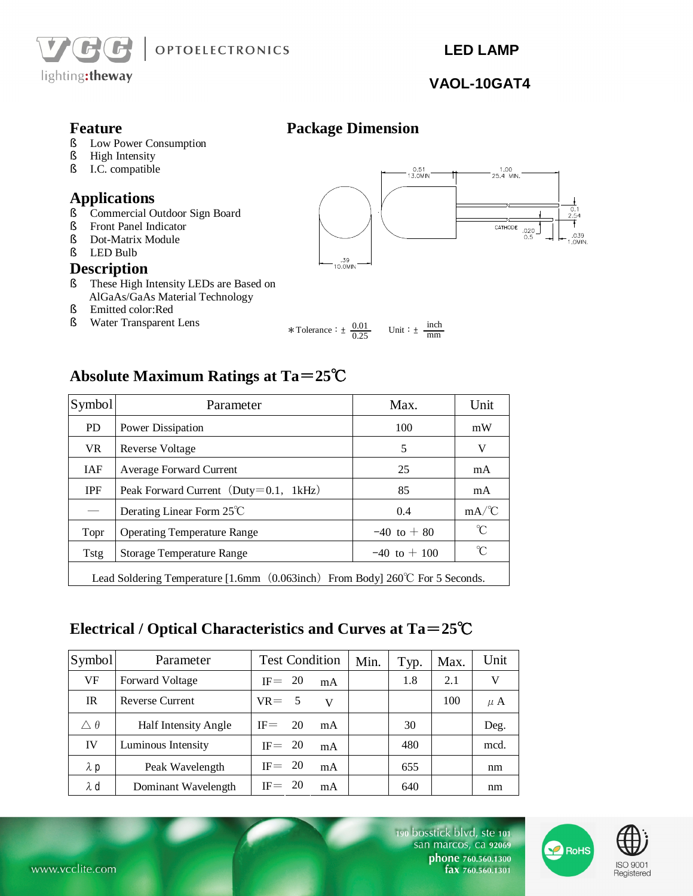# LED LAMP

## VAOL-10GAT4

## Feature

- Low Power Consumption
- High Intensity
- I.C. compatible

## Applications

- Commercial Outdoor Sign Board
- Front Panel Indicator
- Dot-Matrix Module
- LED Bulb

## Description

- These High Intensity LEDs are Based on AlGaAs/GaAs Material Technology
- Emitted color:Red
- Water Transparent Lens

## Package Dimension

＊Tolerance：± 0.01/0.25　Unit：± inch/mm

## Absolute Maximum Ratings at Ta＝25℃

| Symbol | Parameter | Max. | Unit |
|---|---|---|---|
| PD | Power Dissipation | 100 | mW |
| VR | Reverse Voltage | 5 | V |
| IAF | Average Forward Current | 25 | mA |
| IPF | Peak Forward Current（Duty＝0.1，1kHz） | 85 | mA |
| — | Derating Linear Form 25℃ | 0.4 | mA/℃ |
| Topr | Operating Temperature Range | −40 to ＋80 | ℃ |
| Tstg | Storage Temperature Range | −40 to ＋100 | ℃ |
| Lead Soldering Temperature [1.6mm（0.063inch）From Body] 260℃ For 5 Seconds. | | | |

## Electrical / Optical Characteristics and Curves at Ta＝25℃

| Symbol | Parameter | Test Condition | Min. | Typ. | Max. | Unit |
|---|---|---|---|---|---|---|
| VF | Forward Voltage | IF＝ 20 mA | | 1.8 | 2.1 | V |
| IR | Reverse Current | VR＝ 5 V | | | 100 | μA |
| △θ | Half Intensity Angle | IF＝ 20 mA | | 30 | | Deg. |
| IV | Luminous Intensity | IF＝ 20 mA | | 480 | | mcd. |
| λp | Peak Wavelength | IF＝ 20 mA | | 655 | | nm |
| λd | Dominant Wavelength | IF＝ 20 mA | | 640 | | nm |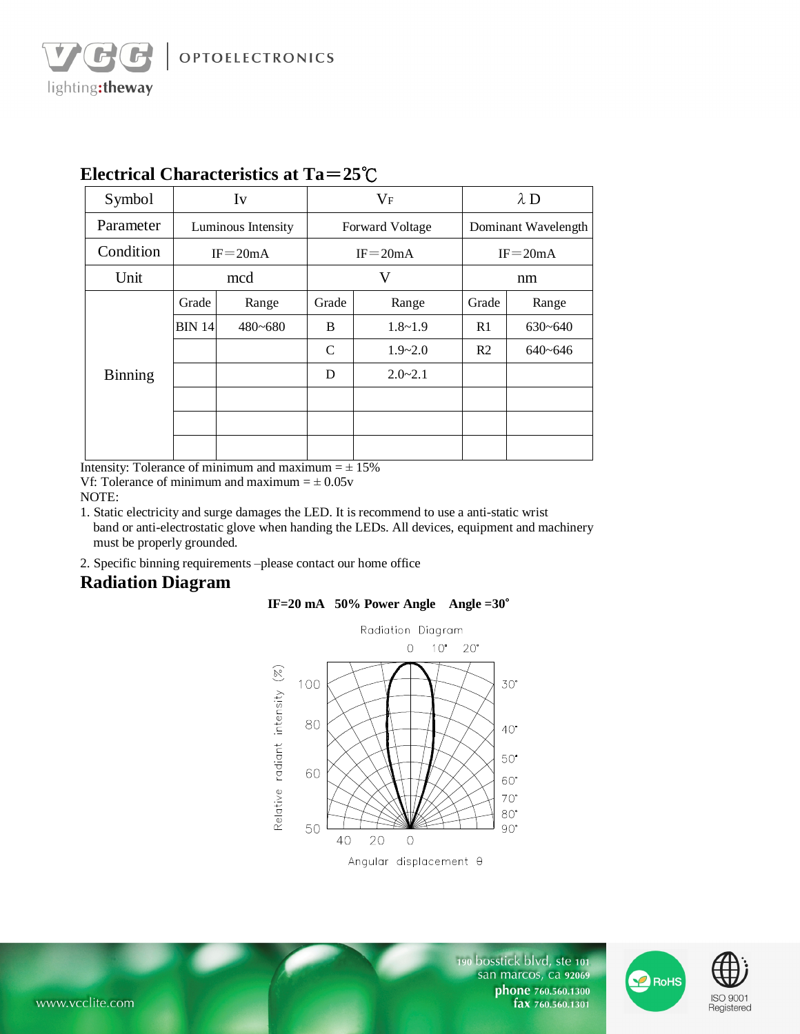## Electrical Characteristics at Ta＝25℃

| Symbol | Iv | | $V_F$ | | λD | |
|---|---|---|---|---|---|---|
| Parameter | Luminous Intensity | | Forward Voltage | | Dominant Wavelength | |
| Condition | IF＝20mA | | IF＝20mA | | IF＝20mA | |
| Unit | mcd | | V | | nm | |
| Binning | Grade | Range | Grade | Range | Grade | Range |
| | BIN 14 | 480~680 | B | 1.8~1.9 | R1 | 630~640 |
| | | | C | 1.9~2.0 | R2 | 640~646 |
| | | | D | 2.0~2.1 | | |
| | | | | | | |
| | | | | | | |
| | | | | | | |

Intensity: Tolerance of minimum and maximum = ± 15%

Vf: Tolerance of minimum and maximum = ± 0.05v

NOTE:

1. Static electricity and surge damages the LED. It is recommend to use a anti-static wrist band or anti-electrostatic glove when handing the LEDs. All devices, equipment and machinery must be properly grounded.
2. Specific binning requirements –please contact our home office

## Radiation Diagram

**IF=20 mA 50% Power Angle Angle =30°**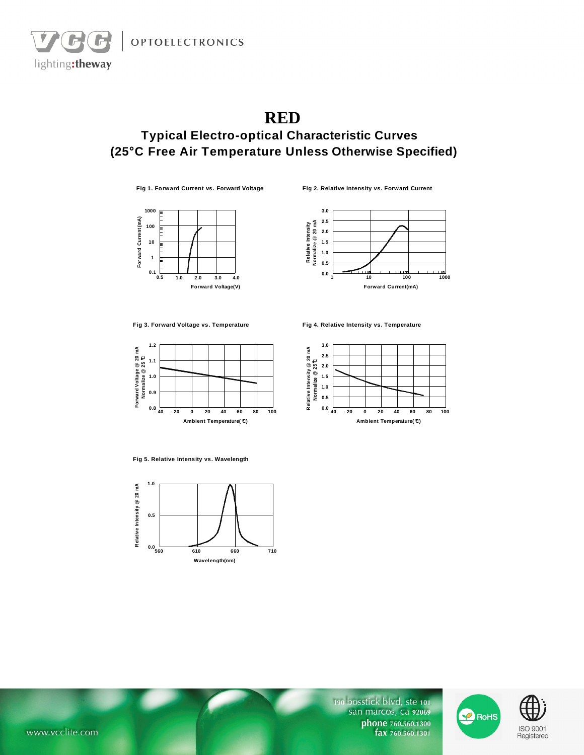# RED

## Typical Electro-optical Characteristic Curves
## (25°C Free Air Temperature Unless Otherwise Specified)

**Fig 1. Forward Current vs. Forward Voltage**

Forward Current(mA)
1000
100
10
1
0.1
0.5 1.0 2.0 3.0 4.0
Forward Voltage(V)

**Fig 2. Relative Intensity vs. Forward Current**

Relative Intensity Normalize @ 20 mA
3.0
2.5
2.0
1.5
1.0
0.5
0.0
1 10 100 1000
Forward Current(mA)

**Fig 3. Forward Voltage vs. Temperature**

Forward Voltage @ 20 mA Normalize @ 25 ℃
1.2
1.1
1.0
0.9
0.8
-40 -20 0 20 40 60 80 100
Ambient Temperature(℃)

**Fig 4. Relative Intensity vs. Temperature**

Relative Intensity @ 20 mA Normalize @ 25℃
3.0
2.5
2.0
1.5
1.0
0.5
0.0
-40 -20 0 20 40 60 80 100
Ambient Temperature(℃)

**Fig 5. Relative Intensity vs. Wavelength**

Relative Intensity @ 20 mA
1.0
0.5
0.0
560 610 660 710
Wavelength(nm)